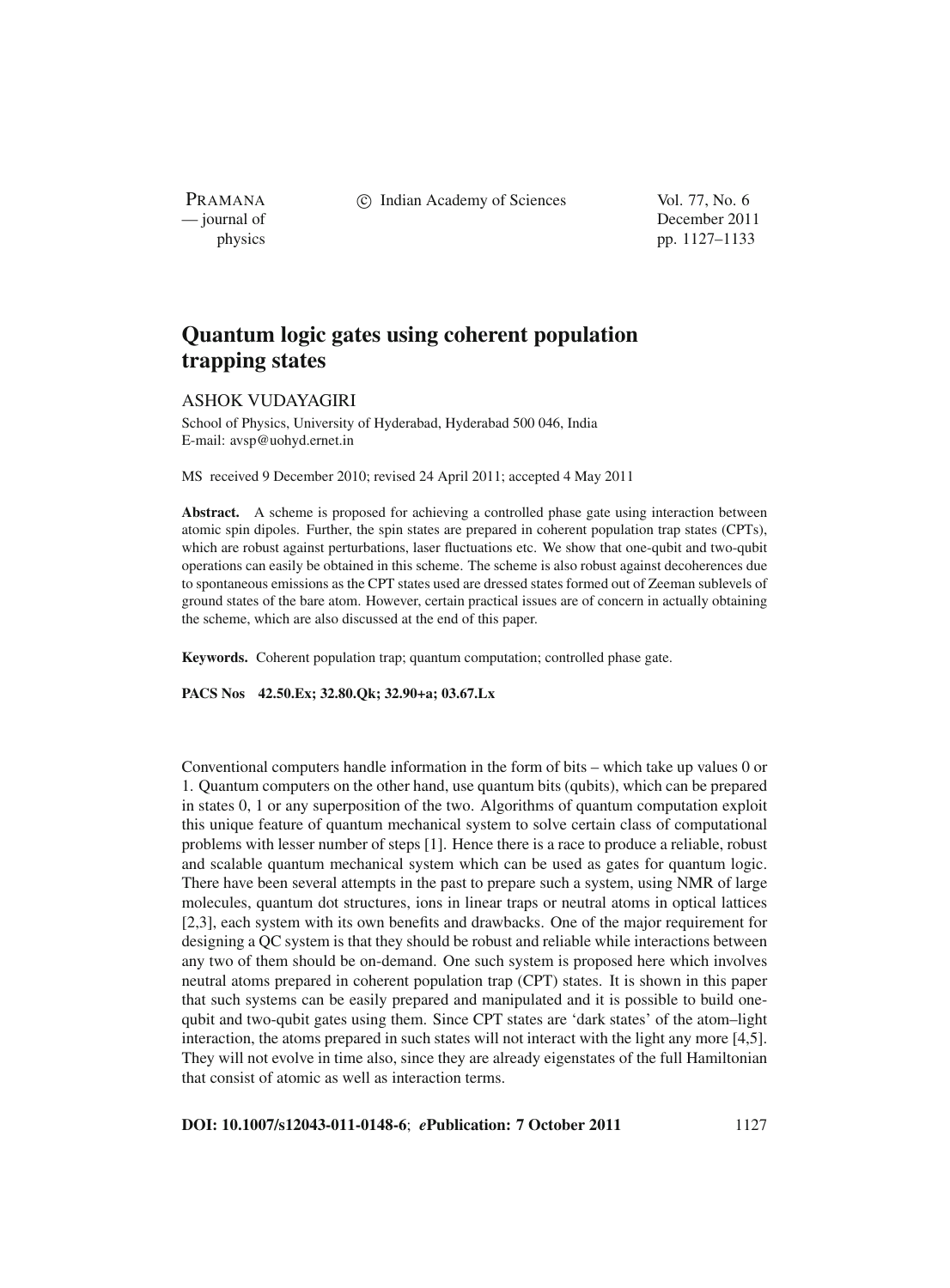# Quantum logic gates using coherent population trapping states

ASHOK VUDAYAGIRI

School of Physics, University of Hyderabad, Hyderabad 500 046, India
E-mail: avsp@uohyd.ernet.in

MS received 9 December 2010; revised 24 April 2011; accepted 4 May 2011

**Abstract.** A scheme is proposed for achieving a controlled phase gate using interaction between atomic spin dipoles. Further, the spin states are prepared in coherent population trap states (CPTs), which are robust against perturbations, laser fluctuations etc. We show that one-qubit and two-qubit operations can easily be obtained in this scheme. The scheme is also robust against decoherences due to spontaneous emissions as the CPT states used are dressed states formed out of Zeeman sublevels of ground states of the bare atom. However, certain practical issues are of concern in actually obtaining the scheme, which are also discussed at the end of this paper.

**Keywords.** Coherent population trap; quantum computation; controlled phase gate.

**PACS Nos 42.50.Ex; 32.80.Qk; 32.90+a; 03.67.Lx**

Conventional computers handle information in the form of bits – which take up values 0 or 1. Quantum computers on the other hand, use quantum bits (qubits), which can be prepared in states 0, 1 or any superposition of the two. Algorithms of quantum computation exploit this unique feature of quantum mechanical system to solve certain class of computational problems with lesser number of steps [1]. Hence there is a race to produce a reliable, robust and scalable quantum mechanical system which can be used as gates for quantum logic. There have been several attempts in the past to prepare such a system, using NMR of large molecules, quantum dot structures, ions in linear traps or neutral atoms in optical lattices [2,3], each system with its own benefits and drawbacks. One of the major requirement for designing a QC system is that they should be robust and reliable while interactions between any two of them should be on-demand. One such system is proposed here which involves neutral atoms prepared in coherent population trap (CPT) states. It is shown in this paper that such systems can be easily prepared and manipulated and it is possible to build one-qubit and two-qubit gates using them. Since CPT states are 'dark states' of the atom–light interaction, the atoms prepared in such states will not interact with the light any more [4,5]. They will not evolve in time also, since they are already eigenstates of the full Hamiltonian that consist of atomic as well as interaction terms.

**DOI: 10.1007/s12043-011-0148-6**; ***e*Publication: 7 October 2011**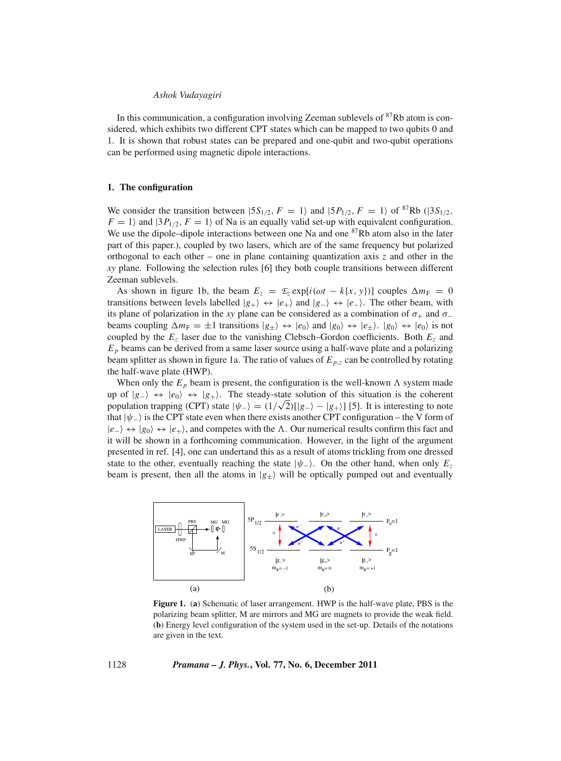In this communication, a configuration involving Zeeman sublevels of $^{87}$Rb atom is considered, which exhibits two different CPT states which can be mapped to two qubits 0 and 1. It is shown that robust states can be prepared and one-qubit and two-qubit operations can be performed using magnetic dipole interactions.

## 1. The configuration

We consider the transition between $|5S_{1/2}, F = 1\rangle$ and $|5P_{1/2}, F = 1\rangle$ of $^{87}$Rb ($|3S_{1/2}, F = 1\rangle$ and $|3P_{1/2}, F = 1\rangle$ of Na is an equally valid set-up with equivalent configuration. We use the dipole–dipole interactions between one Na and one $^{87}$Rb atom also in the later part of this paper.), coupled by two lasers, which are of the same frequency but polarized orthogonal to each other – one in plane containing quantization axis $z$ and other in the $xy$ plane. Following the selection rules [6] they both couple transitions between different Zeeman sublevels.

As shown in figure 1b, the beam $E_z = \mathcal{E}_z \exp[i(\omega t - k\{x, y\})]$ couples $\Delta m_F = 0$ transitions between levels labelled $|g_+\rangle \leftrightarrow |e_+\rangle$ and $|g_-\rangle \leftrightarrow |e_-\rangle$. The other beam, with its plane of polarization in the $xy$ plane can be considered as a combination of $\sigma_+$ and $\sigma_-$ beams coupling $\Delta m_F = \pm 1$ transitions $|g_\pm\rangle \leftrightarrow |e_0\rangle$ and $|g_0\rangle \leftrightarrow |e_\pm\rangle$. $|g_0\rangle \leftrightarrow |e_0\rangle$ is not coupled by the $E_z$ laser due to the vanishing Clebsch–Gordon coefficients. Both $E_z$ and $E_p$ beams can be derived from a same laser source using a half-wave plate and a polarizing beam splitter as shown in figure 1a. The ratio of values of $E_{p,z}$ can be controlled by rotating the half-wave plate (HWP).

When only the $E_p$ beam is present, the configuration is the well-known $\Lambda$ system made up of $|g_-\rangle \leftrightarrow |e_0\rangle \leftrightarrow |g_+\rangle$. The steady-state solution of this situation is the coherent population trapping (CPT) state $|\psi_-\rangle = (1/\sqrt{2})[|g_-\rangle - |g_+\rangle]$ [5]. It is interesting to note that $|\psi_-\rangle$ is the CPT state even when there exists another CPT configuration – the V form of $|e_-\rangle \leftrightarrow |g_0\rangle \leftrightarrow |e_+\rangle$, and competes with the $\Lambda$. Our numerical results confirm this fact and it will be shown in a forthcoming communication. However, in the light of the argument presented in ref. [4], one can undertand this as a result of atoms trickling from one dressed state to the other, eventually reaching the state $|\psi_-\rangle$. On the other hand, when only $E_z$ beam is present, then all the atoms in $|g_\pm\rangle$ will be optically pumped out and eventually

**Figure 1.** (**a**) Schematic of laser arrangement. HWP is the half-wave plate, PBS is the polarizing beam splitter, M are mirrors and MG are magnets to provide the weak field. (**b**) Energy level configuration of the system used in the set-up. Details of the notations are given in the text.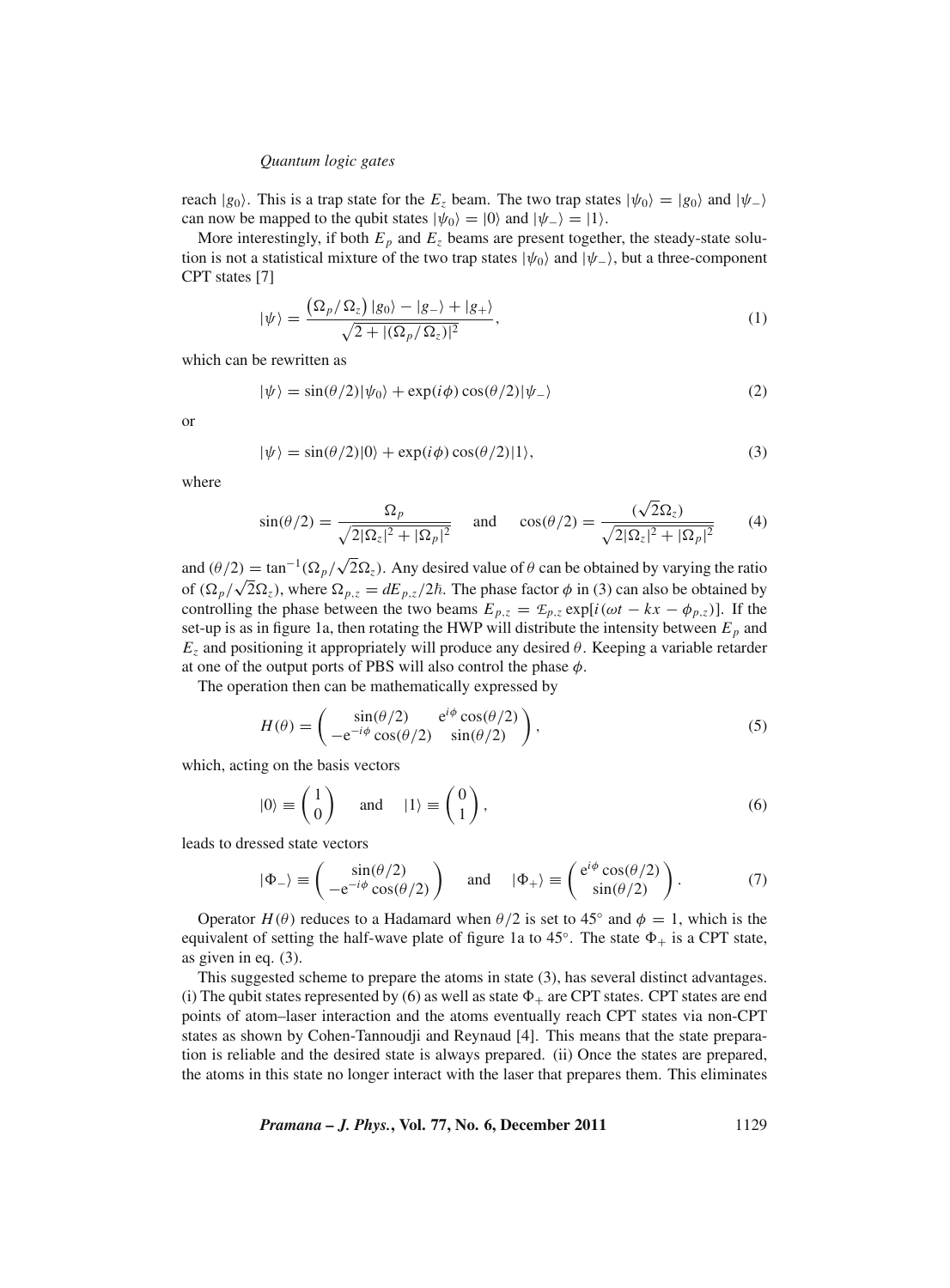reach $|g_0\rangle$. This is a trap state for the $E_z$ beam. The two trap states $|\psi_0\rangle = |g_0\rangle$ and $|\psi_-\rangle$ can now be mapped to the qubit states $|\psi_0\rangle = |0\rangle$ and $|\psi_-\rangle = |1\rangle$.

More interestingly, if both $E_p$ and $E_z$ beams are present together, the steady-state solution is not a statistical mixture of the two trap states $|\psi_0\rangle$ and $|\psi_-\rangle$, but a three-component CPT states [7]

$$|\psi\rangle = \frac{\left(\Omega_p/\Omega_z\right)|g_0\rangle - |g_-\rangle + |g_+\rangle}{\sqrt{2 + |(\Omega_p/\Omega_z)|^2}}, \tag{1}$$

which can be rewritten as

$$|\psi\rangle = \sin(\theta/2)|\psi_0\rangle + \exp(i\phi)\cos(\theta/2)|\psi_-\rangle \tag{2}$$

or

$$|\psi\rangle = \sin(\theta/2)|0\rangle + \exp(i\phi)\cos(\theta/2)|1\rangle, \tag{3}$$

where

$$\sin(\theta/2) = \frac{\Omega_p}{\sqrt{2|\Omega_z|^2 + |\Omega_p|^2}} \quad \text{and} \quad \cos(\theta/2) = \frac{(\sqrt{2}\Omega_z)}{\sqrt{2|\Omega_z|^2 + |\Omega_p|^2}} \tag{4}$$

and $(\theta/2) = \tan^{-1}(\Omega_p/\sqrt{2}\Omega_z)$. Any desired value of $\theta$ can be obtained by varying the ratio of $(\Omega_p/\sqrt{2}\Omega_z)$, where $\Omega_{p,z} = dE_{p,z}/2\hbar$. The phase factor $\phi$ in (3) can also be obtained by controlling the phase between the two beams $E_{p,z} = \mathcal{E}_{p,z}\exp[i(\omega t - kx - \phi_{p,z})]$. If the set-up is as in figure 1a, then rotating the HWP will distribute the intensity between $E_p$ and $E_z$ and positioning it appropriately will produce any desired $\theta$. Keeping a variable retarder at one of the output ports of PBS will also control the phase $\phi$.

The operation then can be mathematically expressed by

$$H(\theta) = \begin{pmatrix} \sin(\theta/2) & \mathrm{e}^{i\phi}\cos(\theta/2) \\ -\mathrm{e}^{-i\phi}\cos(\theta/2) & \sin(\theta/2) \end{pmatrix}, \tag{5}$$

which, acting on the basis vectors

$$|0\rangle \equiv \begin{pmatrix} 1 \\ 0 \end{pmatrix} \quad \text{and} \quad |1\rangle \equiv \begin{pmatrix} 0 \\ 1 \end{pmatrix}, \tag{6}$$

leads to dressed state vectors

$$|\Phi_-\rangle \equiv \begin{pmatrix} \sin(\theta/2) \\ -\mathrm{e}^{-i\phi}\cos(\theta/2) \end{pmatrix} \quad \text{and} \quad |\Phi_+\rangle \equiv \begin{pmatrix} \mathrm{e}^{i\phi}\cos(\theta/2) \\ \sin(\theta/2) \end{pmatrix}. \tag{7}$$

Operator $H(\theta)$ reduces to a Hadamard when $\theta/2$ is set to 45° and $\phi = 1$, which is the equivalent of setting the half-wave plate of figure 1a to 45°. The state $\Phi_+$ is a CPT state, as given in eq. (3).

This suggested scheme to prepare the atoms in state (3), has several distinct advantages. (i) The qubit states represented by (6) as well as state $\Phi_+$ are CPT states. CPT states are end points of atom–laser interaction and the atoms eventually reach CPT states via non-CPT states as shown by Cohen-Tannoudji and Reynaud [4]. This means that the state preparation is reliable and the desired state is always prepared. (ii) Once the states are prepared, the atoms in this state no longer interact with the laser that prepares them. This eliminates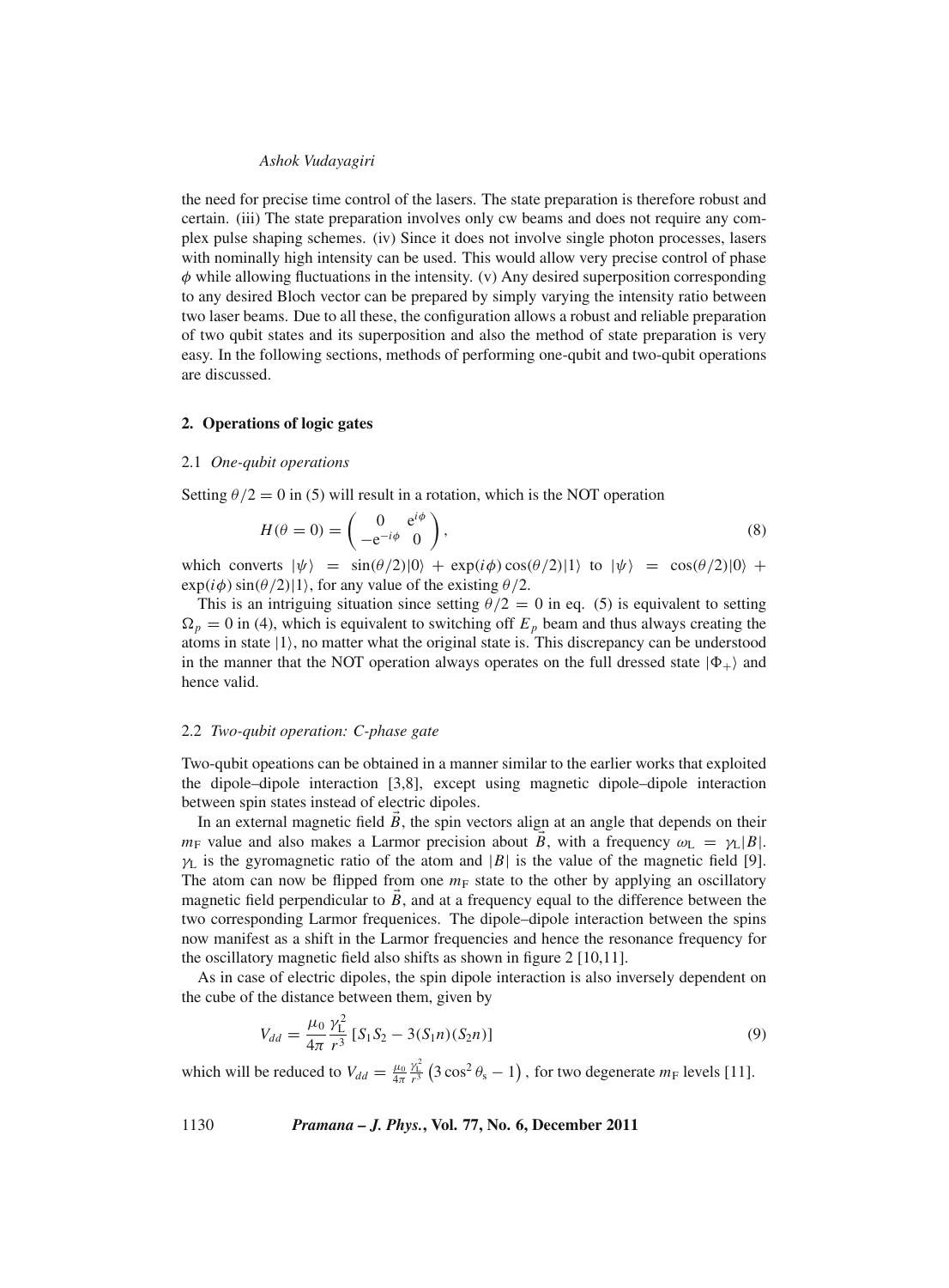the need for precise time control of the lasers. The state preparation is therefore robust and certain. (iii) The state preparation involves only cw beams and does not require any complex pulse shaping schemes. (iv) Since it does not involve single photon processes, lasers with nominally high intensity can be used. This would allow very precise control of phase $\phi$ while allowing fluctuations in the intensity. (v) Any desired superposition corresponding to any desired Bloch vector can be prepared by simply varying the intensity ratio between two laser beams. Due to all these, the configuration allows a robust and reliable preparation of two qubit states and its superposition and also the method of state preparation is very easy. In the following sections, methods of performing one-qubit and two-qubit operations are discussed.

## 2. Operations of logic gates

### 2.1 *One-qubit operations*

Setting $\theta/2 = 0$ in (5) will result in a rotation, which is the NOT operation

$$H(\theta = 0) = \begin{pmatrix} 0 & e^{i\phi} \\ -e^{-i\phi} & 0 \end{pmatrix}, \tag{8}$$

which converts $|\psi\rangle = \sin(\theta/2)|0\rangle + \exp(i\phi)\cos(\theta/2)|1\rangle$ to $|\psi\rangle = \cos(\theta/2)|0\rangle + \exp(i\phi)\sin(\theta/2)|1\rangle$, for any value of the existing $\theta/2$.

This is an intriguing situation since setting $\theta/2 = 0$ in eq. (5) is equivalent to setting $\Omega_p = 0$ in (4), which is equivalent to switching off $E_p$ beam and thus always creating the atoms in state $|1\rangle$, no matter what the original state is. This discrepancy can be understood in the manner that the NOT operation always operates on the full dressed state $|\Phi_+\rangle$ and hence valid.

### 2.2 *Two-qubit operation: C-phase gate*

Two-qubit opeations can be obtained in a manner similar to the earlier works that exploited the dipole–dipole interaction [3,8], except using magnetic dipole–dipole interaction between spin states instead of electric dipoles.

In an external magnetic field $\vec{B}$, the spin vectors align at an angle that depends on their $m_F$ value and also makes a Larmor precision about $\vec{B}$, with a frequency $\omega_L = \gamma_L|B|$. $\gamma_L$ is the gyromagnetic ratio of the atom and $|B|$ is the value of the magnetic field [9]. The atom can now be flipped from one $m_F$ state to the other by applying an oscillatory magnetic field perpendicular to $\vec{B}$, and at a frequency equal to the difference between the two corresponding Larmor frequenices. The dipole–dipole interaction between the spins now manifest as a shift in the Larmor frequencies and hence the resonance frequency for the oscillatory magnetic field also shifts as shown in figure 2 [10,11].

As in case of electric dipoles, the spin dipole interaction is also inversely dependent on the cube of the distance between them, given by

$$V_{dd} = \frac{\mu_0}{4\pi}\frac{\gamma_L^2}{r^3}\left[S_1 S_2 - 3(S_1 n)(S_2 n)\right] \tag{9}$$

which will be reduced to $V_{dd} = \frac{\mu_0}{4\pi}\frac{\gamma_L^2}{r^3}\left(3\cos^2\theta_s - 1\right)$, for two degenerate $m_F$ levels [11].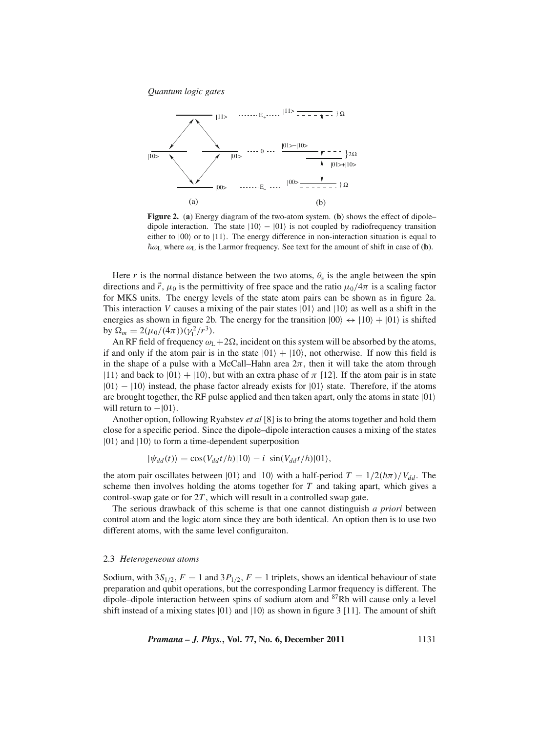**Figure 2.** (**a**) Energy diagram of the two-atom system. (**b**) shows the effect of dipole–dipole interaction. The state $|10\rangle - |01\rangle$ is not coupled by radiofrequency transition either to $|00\rangle$ or to $|11\rangle$. The energy difference in non-interaction situation is equal to $\hbar\omega_L$ where $\omega_L$ is the Larmor frequency. See text for the amount of shift in case of (**b**).

Here $r$ is the normal distance between the two atoms, $\theta_s$ is the angle between the spin directions and $\vec{r}$, $\mu_0$ is the permittivity of free space and the ratio $\mu_0/4\pi$ is a scaling factor for MKS units. The energy levels of the state atom pairs can be shown as in figure 2a. This interaction $V$ causes a mixing of the pair states $|01\rangle$ and $|10\rangle$ as well as a shift in the energies as shown in figure 2b. The energy for the transition $|00\rangle \leftrightarrow |10\rangle + |01\rangle$ is shifted by $\Omega_m = 2(\mu_0/(4\pi))(\gamma_L^2/r^3)$.

An RF field of frequency $\omega_L + 2\Omega$, incident on this system will be absorbed by the atoms, if and only if the atom pair is in the state $|01\rangle + |10\rangle$, not otherwise. If now this field is in the shape of a pulse with a McCall–Hahn area $2\pi$, then it will take the atom through $|11\rangle$ and back to $|01\rangle + |10\rangle$, but with an extra phase of $\pi$ [12]. If the atom pair is in state $|01\rangle - |10\rangle$ instead, the phase factor already exists for $|01\rangle$ state. Therefore, if the atoms are brought together, the RF pulse applied and then taken apart, only the atoms in state $|01\rangle$ will return to $-|01\rangle$.

Another option, following Ryabstev *et al* [8] is to bring the atoms together and hold them close for a specific period. Since the dipole–dipole interaction causes a mixing of the states $|01\rangle$ and $|10\rangle$ to form a time-dependent superposition

$$|\psi_{dd}(t)\rangle = \cos(V_{dd}t/\hbar)|10\rangle - i\ \sin(V_{dd}t/\hbar)|01\rangle,$$

the atom pair oscillates between $|01\rangle$ and $|10\rangle$ with a half-period $T = 1/2(\hbar\pi)/V_{dd}$. The scheme then involves holding the atoms together for $T$ and taking apart, which gives a control-swap gate or for $2T$, which will result in a controlled swap gate.

The serious drawback of this scheme is that one cannot distinguish *a priori* between control atom and the logic atom since they are both identical. An option then is to use two different atoms, with the same level configuraiton.

### 2.3 *Heterogeneous atoms*

Sodium, with $3S_{1/2}$, $F = 1$ and $3P_{1/2}$, $F = 1$ triplets, shows an identical behaviour of state preparation and qubit operations, but the corresponding Larmor frequency is different. The dipole–dipole interaction between spins of sodium atom and $^{87}$Rb will cause only a level shift instead of a mixing states $|01\rangle$ and $|10\rangle$ as shown in figure 3 [11]. The amount of shift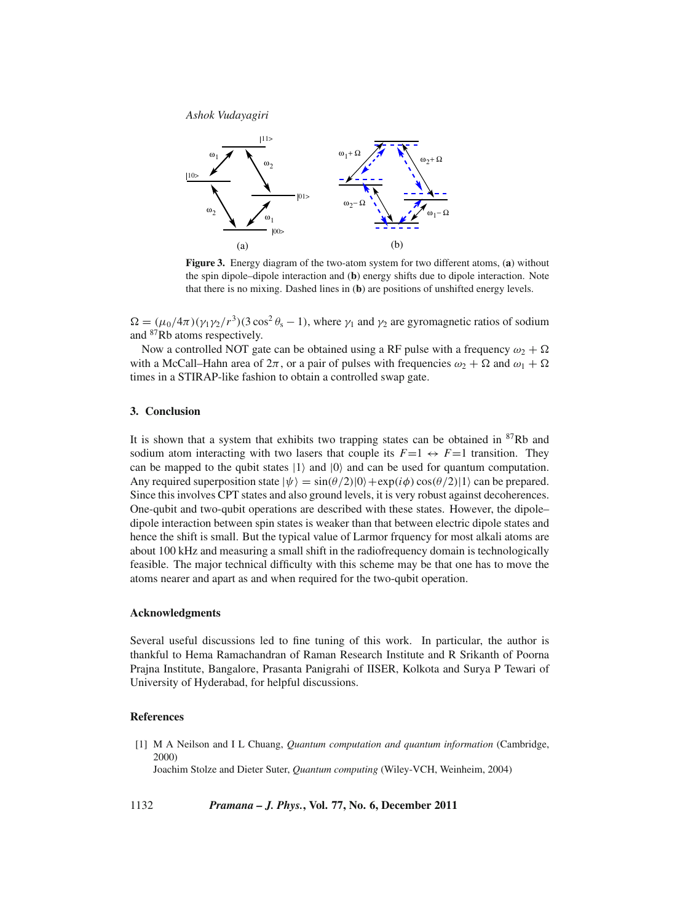**Figure 3.** Energy diagram of the two-atom system for two different atoms, (**a**) without the spin dipole–dipole interaction and (**b**) energy shifts due to dipole interaction. Note that there is no mixing. Dashed lines in (**b**) are positions of unshifted energy levels.

$\Omega = (\mu_0/4\pi)(\gamma_1\gamma_2/r^3)(3\cos^2\theta_s - 1)$, where $\gamma_1$ and $\gamma_2$ are gyromagnetic ratios of sodium and $^{87}$Rb atoms respectively.

Now a controlled NOT gate can be obtained using a RF pulse with a frequency $\omega_2 + \Omega$ with a McCall–Hahn area of $2\pi$, or a pair of pulses with frequencies $\omega_2 + \Omega$ and $\omega_1 + \Omega$ times in a STIRAP-like fashion to obtain a controlled swap gate.

## 3. Conclusion

It is shown that a system that exhibits two trapping states can be obtained in $^{87}$Rb and sodium atom interacting with two lasers that couple its $F=1 \leftrightarrow F=1$ transition. They can be mapped to the qubit states $|1\rangle$ and $|0\rangle$ and can be used for quantum computation. Any required superposition state $|\psi\rangle = \sin(\theta/2)|0\rangle + \exp(i\phi)\cos(\theta/2)|1\rangle$ can be prepared. Since this involves CPT states and also ground levels, it is very robust against decoherences. One-qubit and two-qubit operations are described with these states. However, the dipole–dipole interaction between spin states is weaker than that between electric dipole states and hence the shift is small. But the typical value of Larmor frquency for most alkali atoms are about 100 kHz and measuring a small shift in the radiofrequency domain is technologically feasible. The major technical difficulty with this scheme may be that one has to move the atoms nearer and apart as and when required for the two-qubit operation.

### Acknowledgments

Several useful discussions led to fine tuning of this work. In particular, the author is thankful to Hema Ramachandran of Raman Research Institute and R Srikanth of Poorna Prajna Institute, Bangalore, Prasanta Panigrahi of IISER, Kolkota and Surya P Tewari of University of Hyderabad, for helpful discussions.

### References

[1] M A Neilson and I L Chuang, *Quantum computation and quantum information* (Cambridge, 2000)
Joachim Stolze and Dieter Suter, *Quantum computing* (Wiley-VCH, Weinheim, 2004)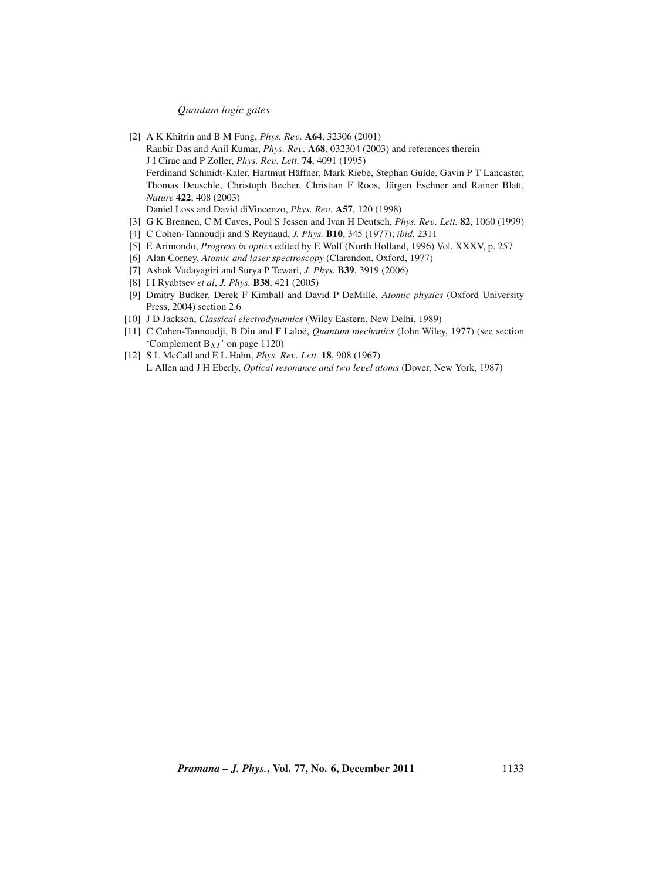[2] A K Khitrin and B M Fung, *Phys. Rev.* **A64**, 32306 (2001)
Ranbir Das and Anil Kumar, *Phys. Rev.* **A68**, 032304 (2003) and references therein
J I Cirac and P Zoller, *Phys. Rev. Lett.* **74**, 4091 (1995)
Ferdinand Schmidt-Kaler, Hartmut Häffner, Mark Riebe, Stephan Gulde, Gavin P T Lancaster, Thomas Deuschle, Christoph Becher, Christian F Roos, Jürgen Eschner and Rainer Blatt, *Nature* **422**, 408 (2003)
Daniel Loss and David diVincenzo, *Phys. Rev.* **A57**, 120 (1998)

[3] G K Brennen, C M Caves, Poul S Jessen and Ivan H Deutsch, *Phys. Rev. Lett.* **82**, 1060 (1999)

[4] C Cohen-Tannoudji and S Reynaud, *J. Phys.* **B10**, 345 (1977); *ibid*, 2311

[5] E Arimondo, *Progress in optics* edited by E Wolf (North Holland, 1996) Vol. XXXV, p. 257

[6] Alan Corney, *Atomic and laser spectroscopy* (Clarendon, Oxford, 1977)

[7] Ashok Vudayagiri and Surya P Tewari, *J. Phys.* **B39**, 3919 (2006)

[8] I I Ryabtsev *et al*, *J. Phys.* **B38**, 421 (2005)

[9] Dmitry Budker, Derek F Kimball and David P DeMille, *Atomic physics* (Oxford University Press, 2004) section 2.6

[10] J D Jackson, *Classical electrodynamics* (Wiley Eastern, New Delhi, 1989)

[11] C Cohen-Tannoudji, B Diu and F Laloë, *Quantum mechanics* (John Wiley, 1977) (see section 'Complement $B_{XI}$' on page 1120)

[12] S L McCall and E L Hahn, *Phys. Rev. Lett.* **18**, 908 (1967)
L Allen and J H Eberly, *Optical resonance and two level atoms* (Dover, New York, 1987)